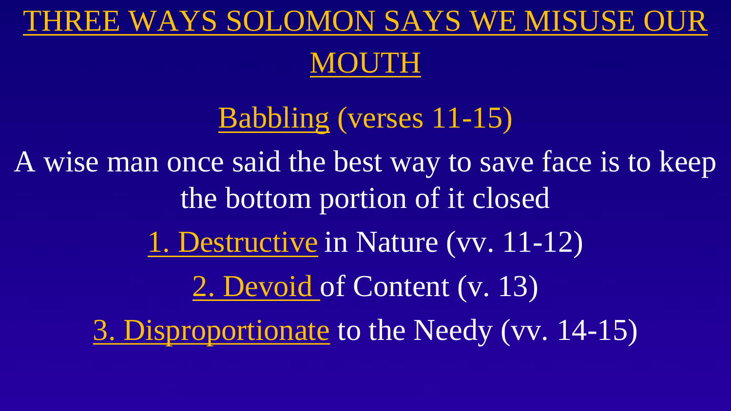# THREE WAYS SOLOMON SAYS WE MISUSE OUR MOUTH

## Babbling (verses 11-15)

A wise man once said the best way to save face is to keep the bottom portion of it closed

1. Destructive in Nature (vv. 11-12)

2. Devoid of Content (v. 13)

3. Disproportionate to the Needy (vv. 14-15)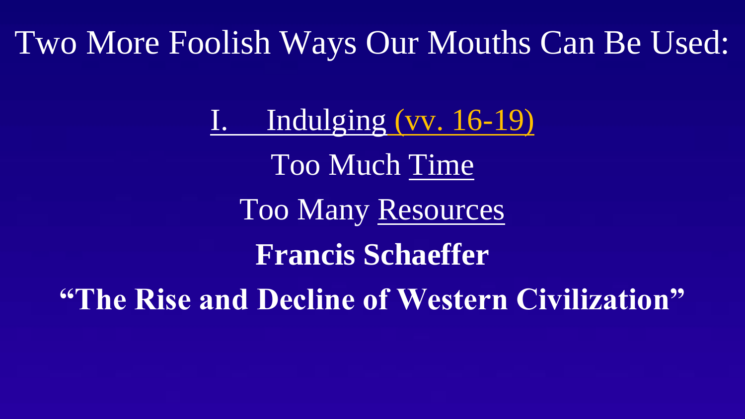# Two More Foolish Ways Our Mouths Can Be Used:

I. Indulging (vv. 16-19)

Too Much Time

Too Many Resources

**Francis Schaeffer**

**“The Rise and Decline of Western Civilization”**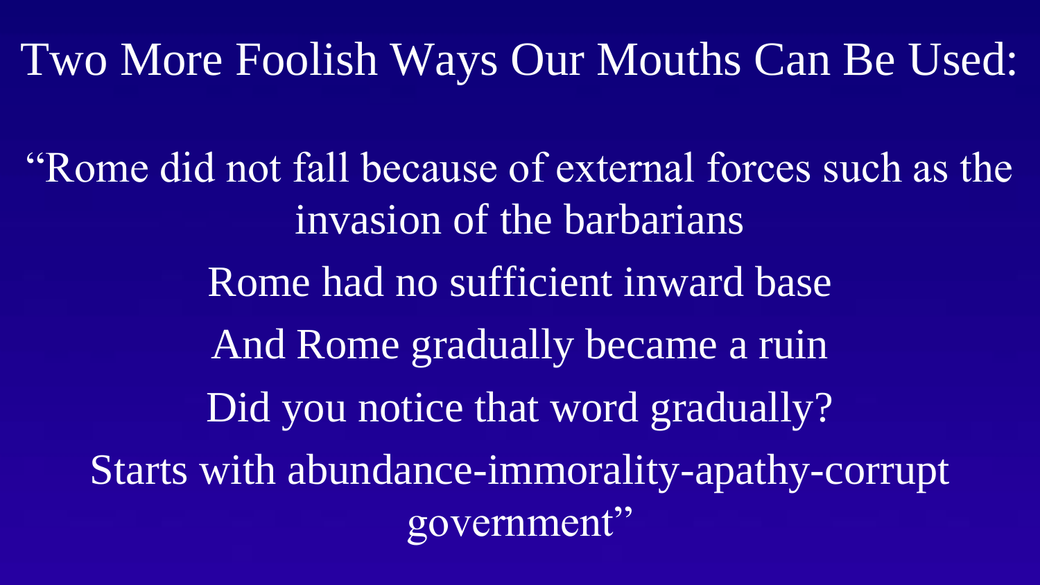# Two More Foolish Ways Our Mouths Can Be Used:

“Rome did not fall because of external forces such as the invasion of the barbarians

Rome had no sufficient inward base

And Rome gradually became a ruin

Did you notice that word gradually?

Starts with abundance-immorality-apathy-corrupt government”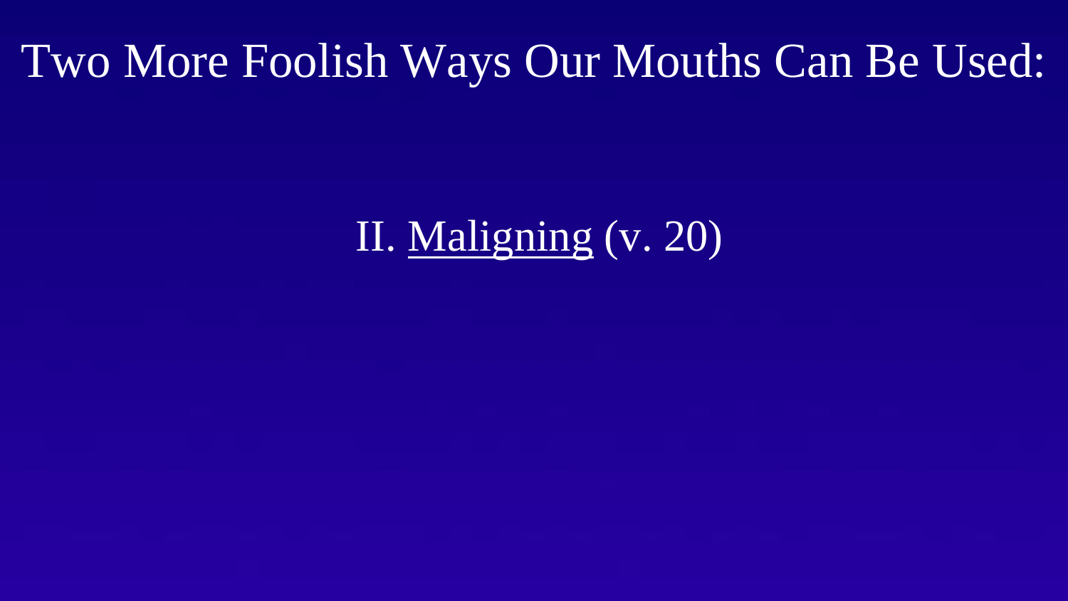# Two More Foolish Ways Our Mouths Can Be Used:

II. Maligning (v. 20)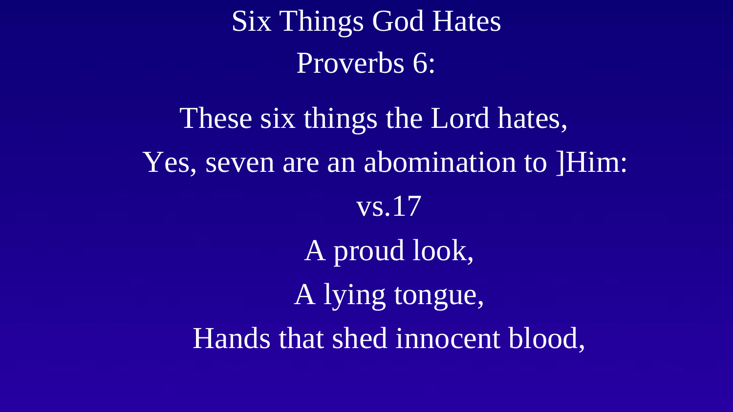# Six Things God Hates

## Proverbs 6:

These six things the Lord hates,

Yes, seven are an abomination to ]Him:

vs.17

A proud look,

A lying tongue,

Hands that shed innocent blood,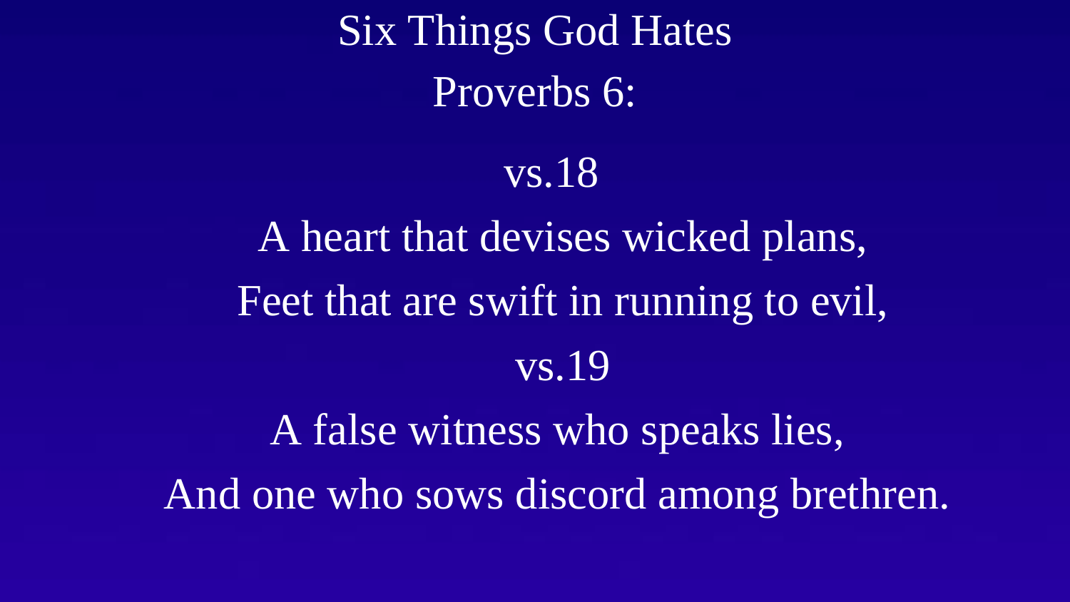# Six Things God Hates

## Proverbs 6:

vs.18

A heart that devises wicked plans,

Feet that are swift in running to evil,

vs.19

A false witness who speaks lies,

And one who sows discord among brethren.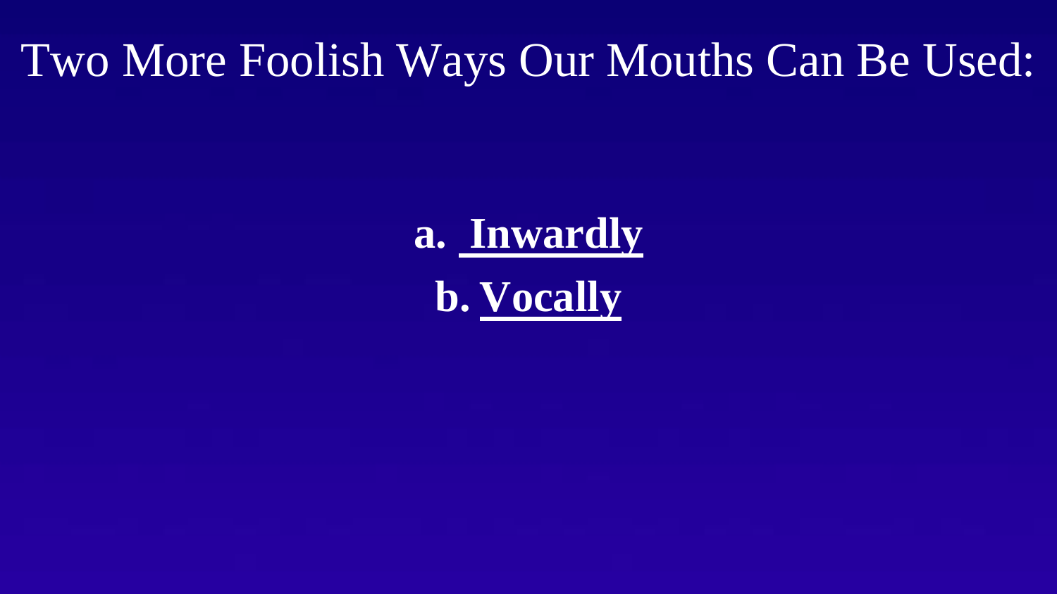# Two More Foolish Ways Our Mouths Can Be Used:

a. **Inwardly**

b. **Vocally**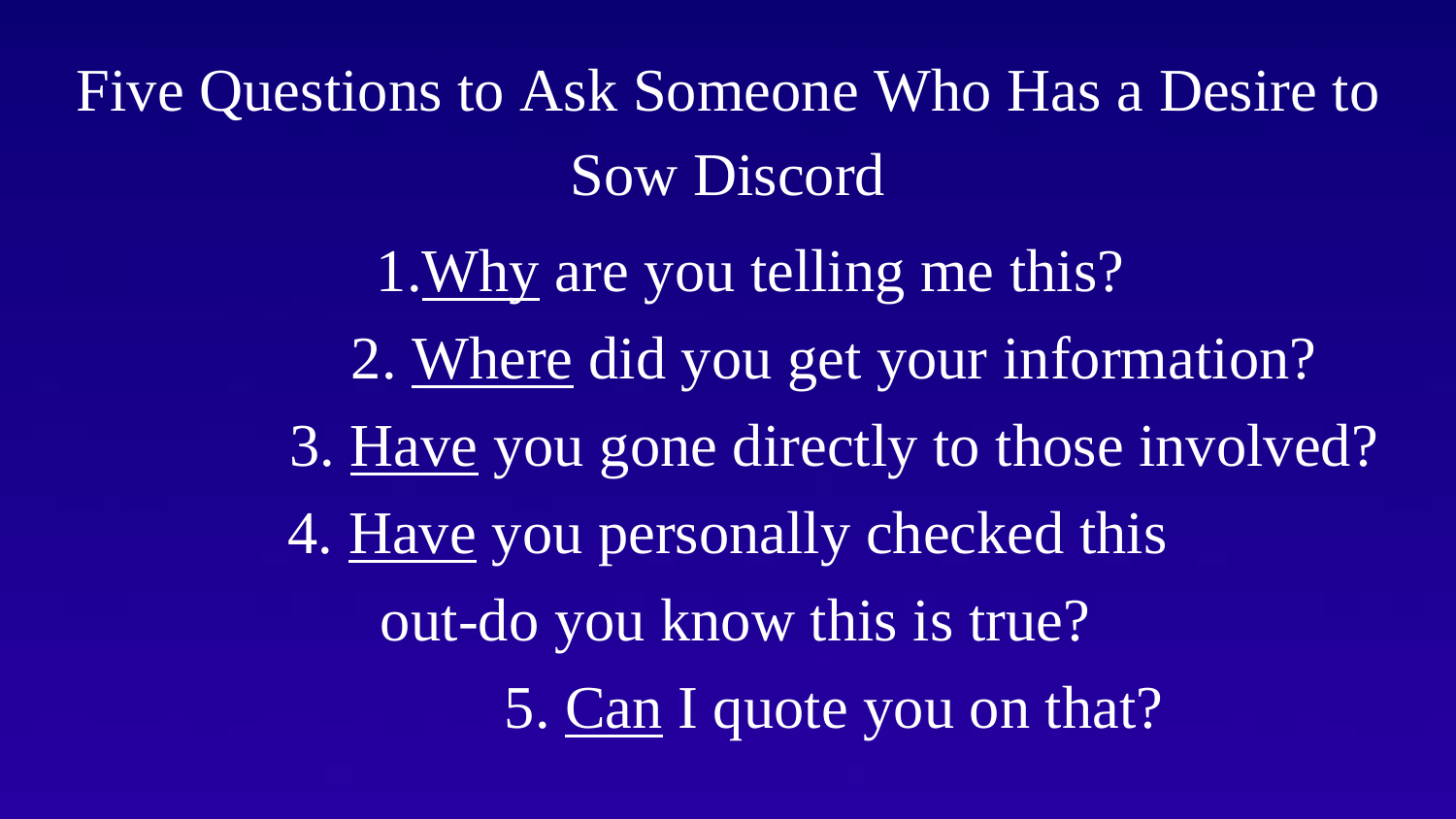# Five Questions to Ask Someone Who Has a Desire to Sow Discord

1. <u>Why</u> are you telling me this?
2. <u>Where</u> did you get your information?
3. <u>Have</u> you gone directly to those involved?
4. <u>Have</u> you personally checked this out-do you know this is true?
5. <u>Can</u> I quote you on that?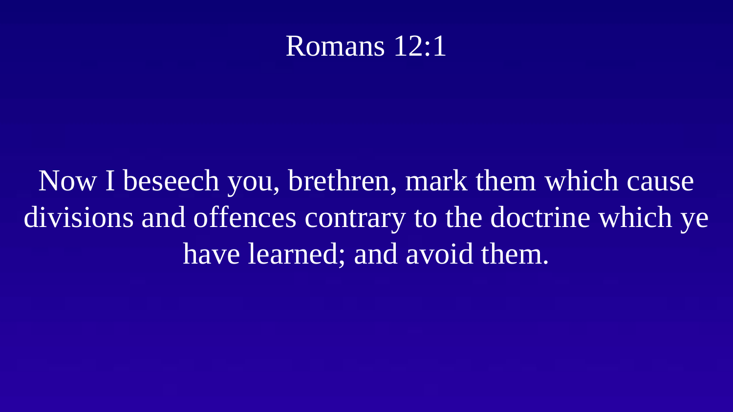# Romans 12:1

Now I beseech you, brethren, mark them which cause divisions and offences contrary to the doctrine which ye have learned; and avoid them.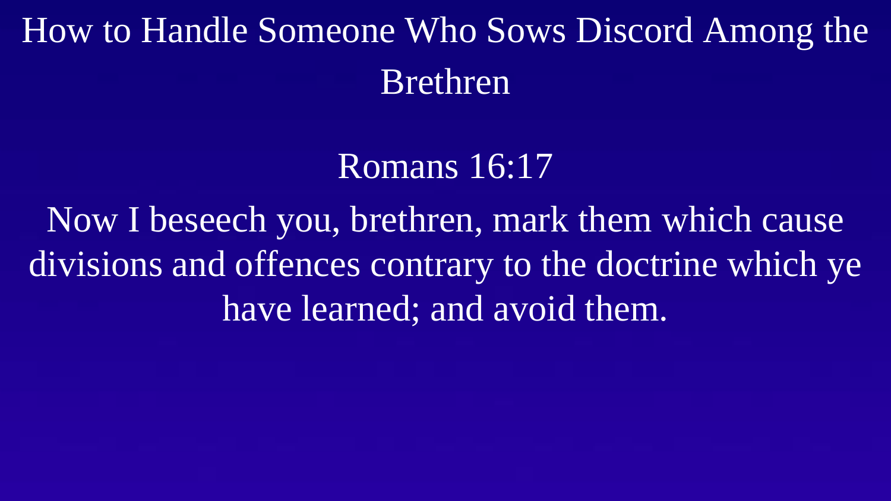# How to Handle Someone Who Sows Discord Among the Brethren

## Romans 16:17

Now I beseech you, brethren, mark them which cause divisions and offences contrary to the doctrine which ye have learned; and avoid them.